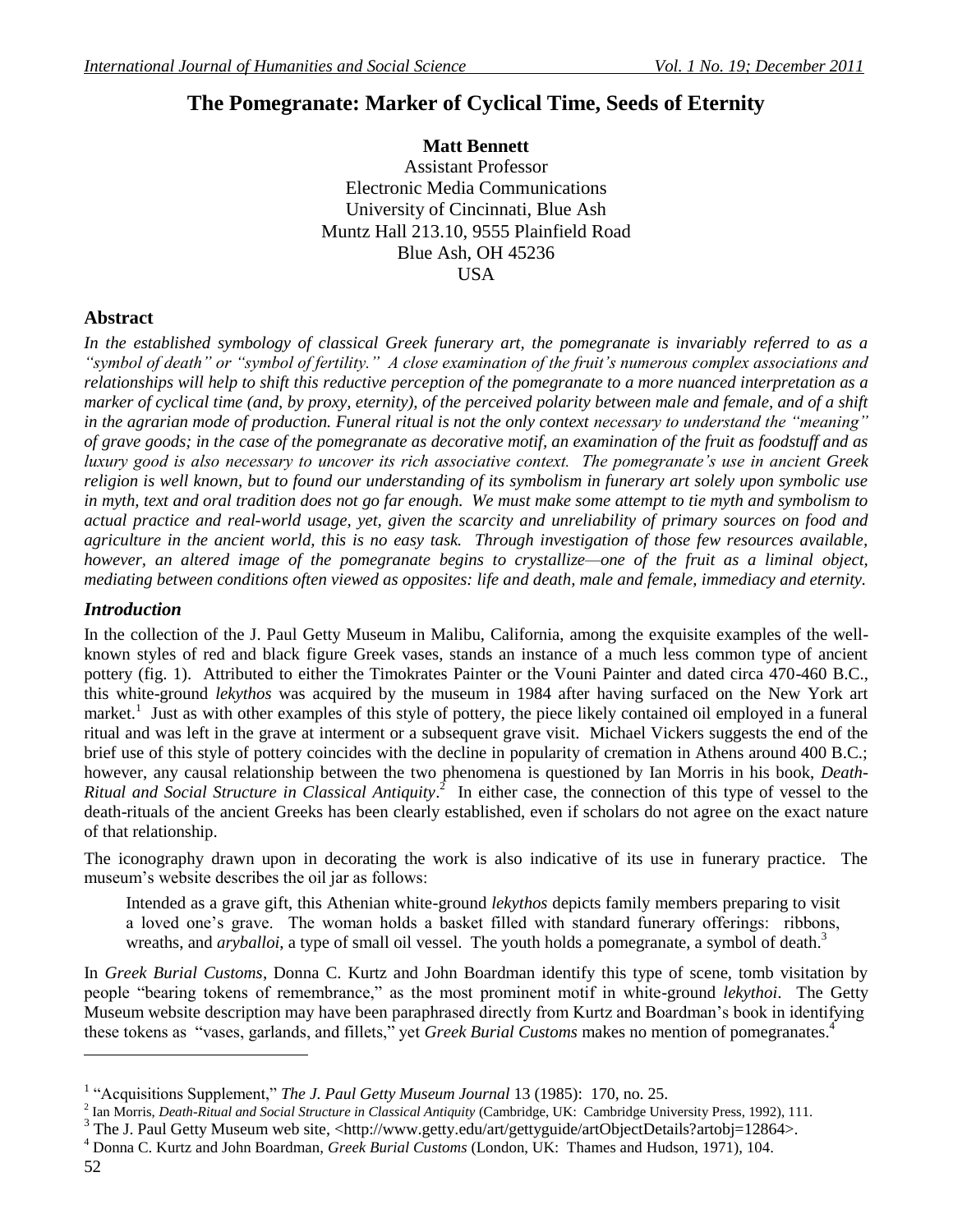# The Pomegranate: Marker of Cyclical Time, Seeds of Eternity

**Matt Bennett**
Assistant Professor
Electronic Media Communications
University of Cincinnati, Blue Ash
Muntz Hall 213.10, 9555 Plainfield Road
Blue Ash, OH 45236
USA

## Abstract

***In the established symbology of classical Greek funerary art, the pomegranate is invariably referred to as a "symbol of death" or "symbol of fertility." A close examination of the fruit's numerous complex associations and relationships will help to shift this reductive perception of the pomegranate to a more nuanced interpretation as a marker of cyclical time (and, by proxy, eternity), of the perceived polarity between male and female, and of a shift in the agrarian mode of production. Funeral ritual is not the only context necessary to understand the "meaning" of grave goods; in the case of the pomegranate as decorative motif, an examination of the fruit as foodstuff and as luxury good is also necessary to uncover its rich associative context. The pomegranate's use in ancient Greek religion is well known, but to found our understanding of its symbolism in funerary art solely upon symbolic use in myth, text and oral tradition does not go far enough. We must make some attempt to tie myth and symbolism to actual practice and real-world usage, yet, given the scarcity and unreliability of primary sources on food and agriculture in the ancient world, this is no easy task. Through investigation of those few resources available, however, an altered image of the pomegranate begins to crystallize—one of the fruit as a liminal object, mediating between conditions often viewed as opposites: life and death, male and female, immediacy and eternity.***

## *Introduction*

In the collection of the J. Paul Getty Museum in Malibu, California, among the exquisite examples of the well-known styles of red and black figure Greek vases, stands an instance of a much less common type of ancient pottery (fig. 1). Attributed to either the Timokrates Painter or the Vouni Painter and dated circa 470-460 B.C., this white-ground *lekythos* was acquired by the museum in 1984 after having surfaced on the New York art market.[1] Just as with other examples of this style of pottery, the piece likely contained oil employed in a funeral ritual and was left in the grave at interment or a subsequent grave visit. Michael Vickers suggests the end of the brief use of this style of pottery coincides with the decline in popularity of cremation in Athens around 400 B.C.; however, any causal relationship between the two phenomena is questioned by Ian Morris in his book, *Death-Ritual and Social Structure in Classical Antiquity*.[2] In either case, the connection of this type of vessel to the death-rituals of the ancient Greeks has been clearly established, even if scholars do not agree on the exact nature of that relationship.

The iconography drawn upon in decorating the work is also indicative of its use in funerary practice. The museum's website describes the oil jar as follows:

> Intended as a grave gift, this Athenian white-ground *lekythos* depicts family members preparing to visit a loved one's grave. The woman holds a basket filled with standard funerary offerings: ribbons, wreaths, and *aryballoi*, a type of small oil vessel. The youth holds a pomegranate, a symbol of death.[3]

In *Greek Burial Customs*, Donna C. Kurtz and John Boardman identify this type of scene, tomb visitation by people "bearing tokens of remembrance," as the most prominent motif in white-ground *lekythoi*. The Getty Museum website description may have been paraphrased directly from Kurtz and Boardman's book in identifying these tokens as "vases, garlands, and fillets," yet *Greek Burial Customs* makes no mention of pomegranates.[4]

---

[1] "Acquisitions Supplement," *The J. Paul Getty Museum Journal* 13 (1985): 170, no. 25.

[2] Ian Morris, *Death-Ritual and Social Structure in Classical Antiquity* (Cambridge, UK: Cambridge University Press, 1992), 111.

[3] The J. Paul Getty Museum web site, <http://www.getty.edu/art/gettyguide/artObjectDetails?artobj=12864>.

[4] Donna C. Kurtz and John Boardman, *Greek Burial Customs* (London, UK: Thames and Hudson, 1971), 104.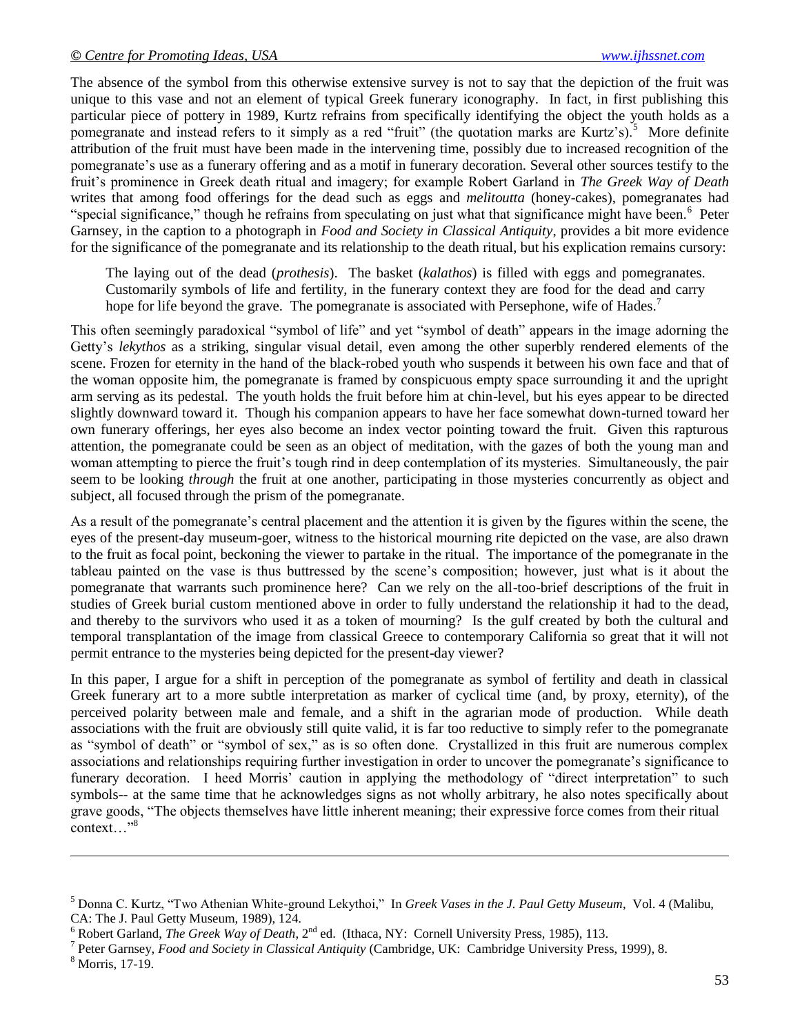The absence of the symbol from this otherwise extensive survey is not to say that the depiction of the fruit was unique to this vase and not an element of typical Greek funerary iconography. In fact, in first publishing this particular piece of pottery in 1989, Kurtz refrains from specifically identifying the object the youth holds as a pomegranate and instead refers to it simply as a red "fruit" (the quotation marks are Kurtz's).[5] More definite attribution of the fruit must have been made in the intervening time, possibly due to increased recognition of the pomegranate's use as a funerary offering and as a motif in funerary decoration. Several other sources testify to the fruit's prominence in Greek death ritual and imagery; for example Robert Garland in *The Greek Way of Death* writes that among food offerings for the dead such as eggs and *melitoutta* (honey-cakes), pomegranates had "special significance," though he refrains from speculating on just what that significance might have been.[6] Peter Garnsey, in the caption to a photograph in *Food and Society in Classical Antiquity*, provides a bit more evidence for the significance of the pomegranate and its relationship to the death ritual, but his explication remains cursory:

> The laying out of the dead (*prothesis*). The basket (*kalathos*) is filled with eggs and pomegranates. Customarily symbols of life and fertility, in the funerary context they are food for the dead and carry hope for life beyond the grave. The pomegranate is associated with Persephone, wife of Hades.[7]

This often seemingly paradoxical "symbol of life" and yet "symbol of death" appears in the image adorning the Getty's *lekythos* as a striking, singular visual detail, even among the other superbly rendered elements of the scene. Frozen for eternity in the hand of the black-robed youth who suspends it between his own face and that of the woman opposite him, the pomegranate is framed by conspicuous empty space surrounding it and the upright arm serving as its pedestal. The youth holds the fruit before him at chin-level, but his eyes appear to be directed slightly downward toward it. Though his companion appears to have her face somewhat down-turned toward her own funerary offerings, her eyes also become an index vector pointing toward the fruit. Given this rapturous attention, the pomegranate could be seen as an object of meditation, with the gazes of both the young man and woman attempting to pierce the fruit's tough rind in deep contemplation of its mysteries. Simultaneously, the pair seem to be looking *through* the fruit at one another, participating in those mysteries concurrently as object and subject, all focused through the prism of the pomegranate.

As a result of the pomegranate's central placement and the attention it is given by the figures within the scene, the eyes of the present-day museum-goer, witness to the historical mourning rite depicted on the vase, are also drawn to the fruit as focal point, beckoning the viewer to partake in the ritual. The importance of the pomegranate in the tableau painted on the vase is thus buttressed by the scene's composition; however, just what is it about the pomegranate that warrants such prominence here? Can we rely on the all-too-brief descriptions of the fruit in studies of Greek burial custom mentioned above in order to fully understand the relationship it had to the dead, and thereby to the survivors who used it as a token of mourning? Is the gulf created by both the cultural and temporal transplantation of the image from classical Greece to contemporary California so great that it will not permit entrance to the mysteries being depicted for the present-day viewer?

In this paper, I argue for a shift in perception of the pomegranate as symbol of fertility and death in classical Greek funerary art to a more subtle interpretation as marker of cyclical time (and, by proxy, eternity), of the perceived polarity between male and female, and a shift in the agrarian mode of production. While death associations with the fruit are obviously still quite valid, it is far too reductive to simply refer to the pomegranate as "symbol of death" or "symbol of sex," as is so often done. Crystallized in this fruit are numerous complex associations and relationships requiring further investigation in order to uncover the pomegranate's significance to funerary decoration. I heed Morris' caution in applying the methodology of "direct interpretation" to such symbols-- at the same time that he acknowledges signs as not wholly arbitrary, he also notes specifically about grave goods, "The objects themselves have little inherent meaning; their expressive force comes from their ritual context…"[8]

---

[5] Donna C. Kurtz, "Two Athenian White-ground Lekythoi," In *Greek Vases in the J. Paul Getty Museum*, Vol. 4 (Malibu, CA: The J. Paul Getty Museum, 1989), 124.

[6] Robert Garland, *The Greek Way of Death*, 2nd ed. (Ithaca, NY: Cornell University Press, 1985), 113.

[7] Peter Garnsey, *Food and Society in Classical Antiquity* (Cambridge, UK: Cambridge University Press, 1999), 8.

[8] Morris, 17-19.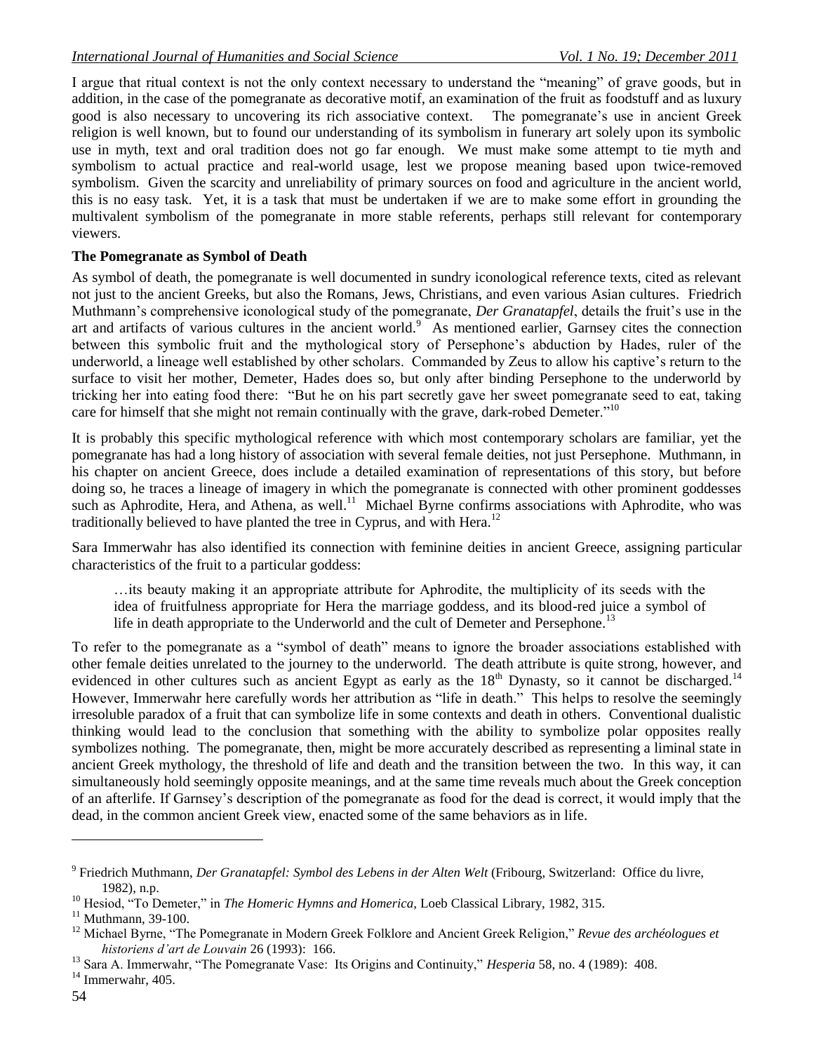I argue that ritual context is not the only context necessary to understand the "meaning" of grave goods, but in addition, in the case of the pomegranate as decorative motif, an examination of the fruit as foodstuff and as luxury good is also necessary to uncovering its rich associative context. The pomegranate's use in ancient Greek religion is well known, but to found our understanding of its symbolism in funerary art solely upon its symbolic use in myth, text and oral tradition does not go far enough. We must make some attempt to tie myth and symbolism to actual practice and real-world usage, lest we propose meaning based upon twice-removed symbolism. Given the scarcity and unreliability of primary sources on food and agriculture in the ancient world, this is no easy task. Yet, it is a task that must be undertaken if we are to make some effort in grounding the multivalent symbolism of the pomegranate in more stable referents, perhaps still relevant for contemporary viewers.

**The Pomegranate as Symbol of Death**

As symbol of death, the pomegranate is well documented in sundry iconological reference texts, cited as relevant not just to the ancient Greeks, but also the Romans, Jews, Christians, and even various Asian cultures. Friedrich Muthmann's comprehensive iconological study of the pomegranate, *Der Granatapfel*, details the fruit's use in the art and artifacts of various cultures in the ancient world.[9] As mentioned earlier, Garnsey cites the connection between this symbolic fruit and the mythological story of Persephone's abduction by Hades, ruler of the underworld, a lineage well established by other scholars. Commanded by Zeus to allow his captive's return to the surface to visit her mother, Demeter, Hades does so, but only after binding Persephone to the underworld by tricking her into eating food there: "But he on his part secretly gave her sweet pomegranate seed to eat, taking care for himself that she might not remain continually with the grave, dark-robed Demeter."[10]

It is probably this specific mythological reference with which most contemporary scholars are familiar, yet the pomegranate has had a long history of association with several female deities, not just Persephone. Muthmann, in his chapter on ancient Greece, does include a detailed examination of representations of this story, but before doing so, he traces a lineage of imagery in which the pomegranate is connected with other prominent goddesses such as Aphrodite, Hera, and Athena, as well.[11] Michael Byrne confirms associations with Aphrodite, who was traditionally believed to have planted the tree in Cyprus, and with Hera.[12]

Sara Immerwahr has also identified its connection with feminine deities in ancient Greece, assigning particular characteristics of the fruit to a particular goddess:

> …its beauty making it an appropriate attribute for Aphrodite, the multiplicity of its seeds with the idea of fruitfulness appropriate for Hera the marriage goddess, and its blood-red juice a symbol of life in death appropriate to the Underworld and the cult of Demeter and Persephone.[13]

To refer to the pomegranate as a "symbol of death" means to ignore the broader associations established with other female deities unrelated to the journey to the underworld. The death attribute is quite strong, however, and evidenced in other cultures such as ancient Egypt as early as the 18th Dynasty, so it cannot be discharged.[14] However, Immerwahr here carefully words her attribution as "life in death." This helps to resolve the seemingly irresoluble paradox of a fruit that can symbolize life in some contexts and death in others. Conventional dualistic thinking would lead to the conclusion that something with the ability to symbolize polar opposites really symbolizes nothing. The pomegranate, then, might be more accurately described as representing a liminal state in ancient Greek mythology, the threshold of life and death and the transition between the two. In this way, it can simultaneously hold seemingly opposite meanings, and at the same time reveals much about the Greek conception of an afterlife. If Garnsey's description of the pomegranate as food for the dead is correct, it would imply that the dead, in the common ancient Greek view, enacted some of the same behaviors as in life.

---

[9] Friedrich Muthmann, *Der Granatapfel: Symbol des Lebens in der Alten Welt* (Fribourg, Switzerland: Office du livre, 1982), n.p.

[10] Hesiod, "To Demeter," in *The Homeric Hymns and Homerica,* Loeb Classical Library, 1982, 315.

[11] Muthmann, 39-100.

[12] Michael Byrne, "The Pomegranate in Modern Greek Folklore and Ancient Greek Religion," *Revue des archéologues et historiens d'art de Louvain* 26 (1993): 166.

[13] Sara A. Immerwahr, "The Pomegranate Vase: Its Origins and Continuity," *Hesperia* 58, no. 4 (1989): 408.

[14] Immerwahr, 405.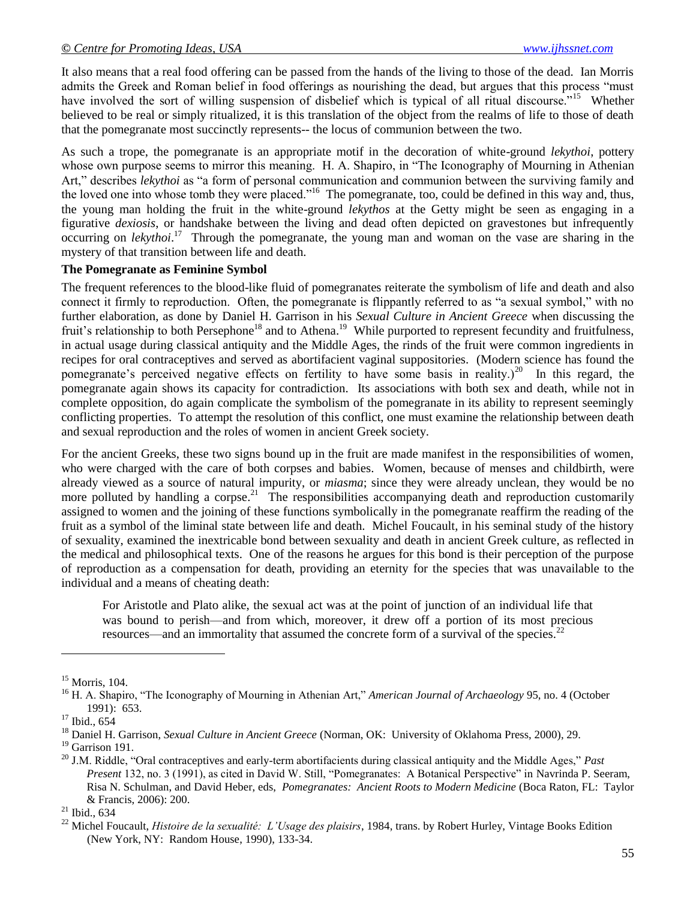It also means that a real food offering can be passed from the hands of the living to those of the dead. Ian Morris admits the Greek and Roman belief in food offerings as nourishing the dead, but argues that this process "must have involved the sort of willing suspension of disbelief which is typical of all ritual discourse."[15] Whether believed to be real or simply ritualized, it is this translation of the object from the realms of life to those of death that the pomegranate most succinctly represents-- the locus of communion between the two.

As such a trope, the pomegranate is an appropriate motif in the decoration of white-ground *lekythoi*, pottery whose own purpose seems to mirror this meaning. H. A. Shapiro, in "The Iconography of Mourning in Athenian Art," describes *lekythoi* as "a form of personal communication and communion between the surviving family and the loved one into whose tomb they were placed."[16] The pomegranate, too, could be defined in this way and, thus, the young man holding the fruit in the white-ground *lekythos* at the Getty might be seen as engaging in a figurative *dexiosis*, or handshake between the living and dead often depicted on gravestones but infrequently occurring on *lekythoi*.[17] Through the pomegranate, the young man and woman on the vase are sharing in the mystery of that transition between life and death.

**The Pomegranate as Feminine Symbol**

The frequent references to the blood-like fluid of pomegranates reiterate the symbolism of life and death and also connect it firmly to reproduction. Often, the pomegranate is flippantly referred to as "a sexual symbol," with no further elaboration, as done by Daniel H. Garrison in his *Sexual Culture in Ancient Greece* when discussing the fruit's relationship to both Persephone[18] and to Athena.[19] While purported to represent fecundity and fruitfulness, in actual usage during classical antiquity and the Middle Ages, the rinds of the fruit were common ingredients in recipes for oral contraceptives and served as abortifacient vaginal suppositories. (Modern science has found the pomegranate's perceived negative effects on fertility to have some basis in reality.)[20] In this regard, the pomegranate again shows its capacity for contradiction. Its associations with both sex and death, while not in complete opposition, do again complicate the symbolism of the pomegranate in its ability to represent seemingly conflicting properties. To attempt the resolution of this conflict, one must examine the relationship between death and sexual reproduction and the roles of women in ancient Greek society.

For the ancient Greeks, these two signs bound up in the fruit are made manifest in the responsibilities of women, who were charged with the care of both corpses and babies. Women, because of menses and childbirth, were already viewed as a source of natural impurity, or *miasma*; since they were already unclean, they would be no more polluted by handling a corpse.[21] The responsibilities accompanying death and reproduction customarily assigned to women and the joining of these functions symbolically in the pomegranate reaffirm the reading of the fruit as a symbol of the liminal state between life and death. Michel Foucault, in his seminal study of the history of sexuality, examined the inextricable bond between sexuality and death in ancient Greek culture, as reflected in the medical and philosophical texts. One of the reasons he argues for this bond is their perception of the purpose of reproduction as a compensation for death, providing an eternity for the species that was unavailable to the individual and a means of cheating death:

> For Aristotle and Plato alike, the sexual act was at the point of junction of an individual life that was bound to perish—and from which, moreover, it drew off a portion of its most precious resources—and an immortality that assumed the concrete form of a survival of the species.[22]

---

[15] Morris, 104.

[16] H. A. Shapiro, "The Iconography of Mourning in Athenian Art," *American Journal of Archaeology* 95, no. 4 (October 1991): 653.

[17] Ibid., 654

[18] Daniel H. Garrison, *Sexual Culture in Ancient Greece* (Norman, OK: University of Oklahoma Press, 2000), 29.

[19] Garrison 191.

[20] J.M. Riddle, "Oral contraceptives and early-term abortifacients during classical antiquity and the Middle Ages," *Past Present* 132, no. 3 (1991), as cited in David W. Still, "Pomegranates: A Botanical Perspective" in Navrinda P. Seeram, Risa N. Schulman, and David Heber, eds, *Pomegranates: Ancient Roots to Modern Medicine* (Boca Raton, FL: Taylor & Francis, 2006): 200.

[21] Ibid., 634

[22] Michel Foucault, *Histoire de la sexualité: L'Usage des plaisirs*, 1984, trans. by Robert Hurley, Vintage Books Edition (New York, NY: Random House, 1990), 133-34.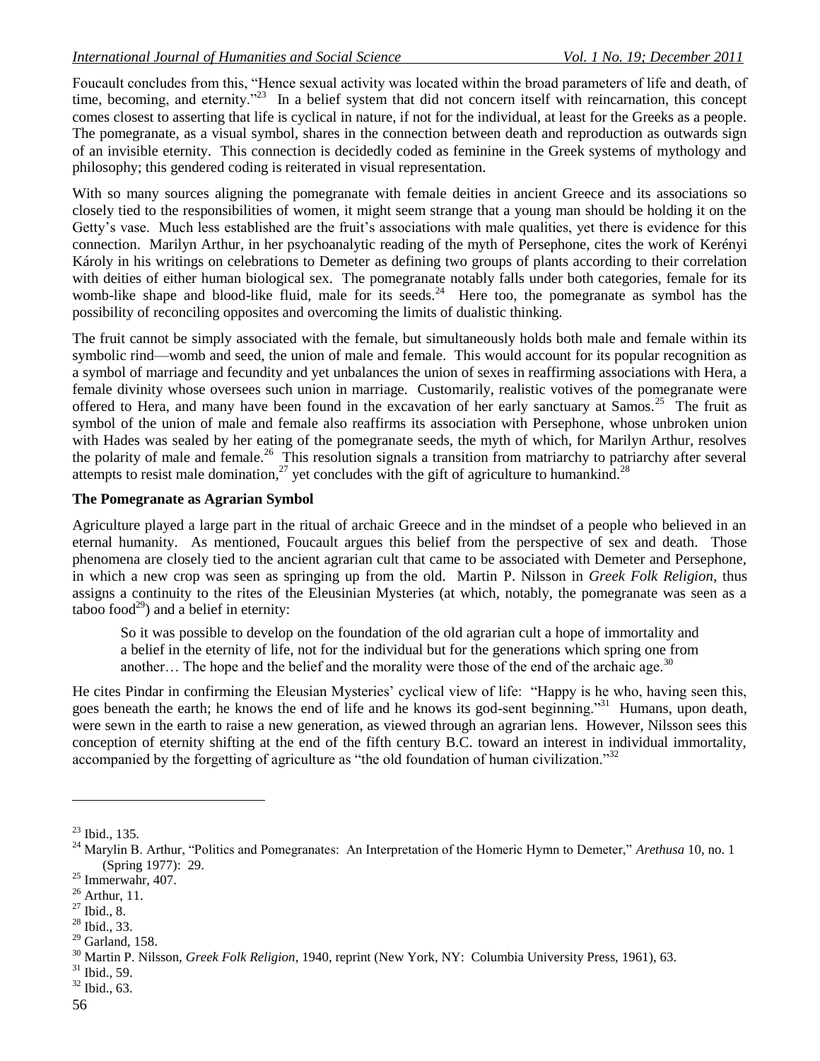Foucault concludes from this, "Hence sexual activity was located within the broad parameters of life and death, of time, becoming, and eternity."[23] In a belief system that did not concern itself with reincarnation, this concept comes closest to asserting that life is cyclical in nature, if not for the individual, at least for the Greeks as a people. The pomegranate, as a visual symbol, shares in the connection between death and reproduction as outwards sign of an invisible eternity. This connection is decidedly coded as feminine in the Greek systems of mythology and philosophy; this gendered coding is reiterated in visual representation.

With so many sources aligning the pomegranate with female deities in ancient Greece and its associations so closely tied to the responsibilities of women, it might seem strange that a young man should be holding it on the Getty's vase. Much less established are the fruit's associations with male qualities, yet there is evidence for this connection. Marilyn Arthur, in her psychoanalytic reading of the myth of Persephone, cites the work of Kerényi Károly in his writings on celebrations to Demeter as defining two groups of plants according to their correlation with deities of either human biological sex. The pomegranate notably falls under both categories, female for its womb-like shape and blood-like fluid, male for its seeds.[24] Here too, the pomegranate as symbol has the possibility of reconciling opposites and overcoming the limits of dualistic thinking.

The fruit cannot be simply associated with the female, but simultaneously holds both male and female within its symbolic rind—womb and seed, the union of male and female. This would account for its popular recognition as a symbol of marriage and fecundity and yet unbalances the union of sexes in reaffirming associations with Hera, a female divinity whose oversees such union in marriage. Customarily, realistic votives of the pomegranate were offered to Hera, and many have been found in the excavation of her early sanctuary at Samos.[25] The fruit as symbol of the union of male and female also reaffirms its association with Persephone, whose unbroken union with Hades was sealed by her eating of the pomegranate seeds, the myth of which, for Marilyn Arthur, resolves the polarity of male and female.[26] This resolution signals a transition from matriarchy to patriarchy after several attempts to resist male domination,[27] yet concludes with the gift of agriculture to humankind.[28]

**The Pomegranate as Agrarian Symbol**

Agriculture played a large part in the ritual of archaic Greece and in the mindset of a people who believed in an eternal humanity. As mentioned, Foucault argues this belief from the perspective of sex and death. Those phenomena are closely tied to the ancient agrarian cult that came to be associated with Demeter and Persephone, in which a new crop was seen as springing up from the old. Martin P. Nilsson in *Greek Folk Religion*, thus assigns a continuity to the rites of the Eleusinian Mysteries (at which, notably, the pomegranate was seen as a taboo food[29]) and a belief in eternity:

> So it was possible to develop on the foundation of the old agrarian cult a hope of immortality and a belief in the eternity of life, not for the individual but for the generations which spring one from another… The hope and the belief and the morality were those of the end of the archaic age.[30]

He cites Pindar in confirming the Eleusinian Mysteries' cyclical view of life: "Happy is he who, having seen this, goes beneath the earth; he knows the end of life and he knows its god-sent beginning."[31] Humans, upon death, were sewn in the earth to raise a new generation, as viewed through an agrarian lens. However, Nilsson sees this conception of eternity shifting at the end of the fifth century B.C. toward an interest in individual immortality, accompanied by the forgetting of agriculture as "the old foundation of human civilization."[32]

---

[23] Ibid., 135.

[24] Marylin B. Arthur, "Politics and Pomegranates: An Interpretation of the Homeric Hymn to Demeter," *Arethusa* 10, no. 1 (Spring 1977): 29.

[25] Immerwahr, 407.

[26] Arthur, 11.

[27] Ibid., 8.

[28] Ibid., 33.

[29] Garland, 158.

[30] Martin P. Nilsson, *Greek Folk Religion*, 1940, reprint (New York, NY: Columbia University Press, 1961), 63.

[31] Ibid., 59.

[32] Ibid., 63.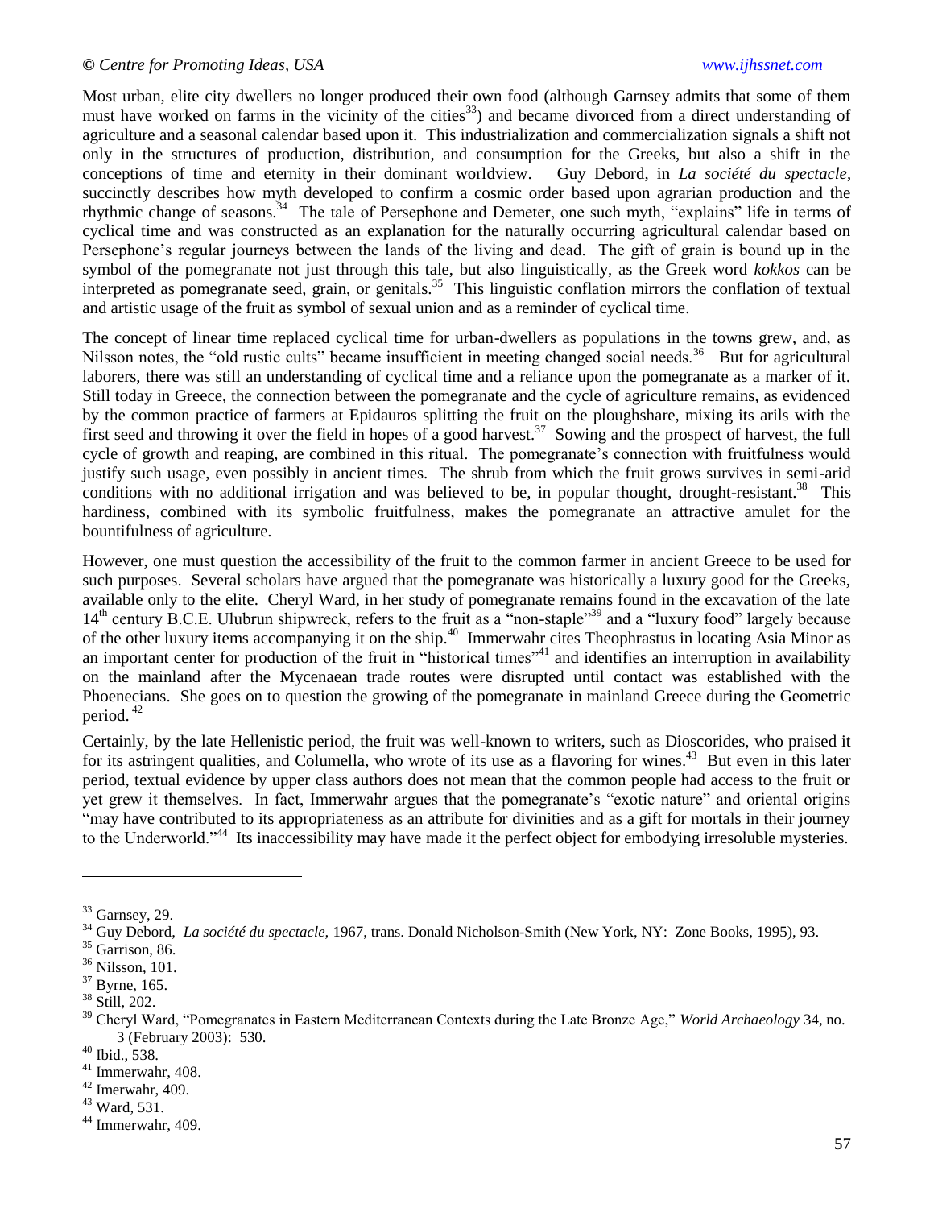Most urban, elite city dwellers no longer produced their own food (although Garnsey admits that some of them must have worked on farms in the vicinity of the cities[33]) and became divorced from a direct understanding of agriculture and a seasonal calendar based upon it. This industrialization and commercialization signals a shift not only in the structures of production, distribution, and consumption for the Greeks, but also a shift in the conceptions of time and eternity in their dominant worldview. Guy Debord, in *La société du spectacle*, succinctly describes how myth developed to confirm a cosmic order based upon agrarian production and the rhythmic change of seasons.[34] The tale of Persephone and Demeter, one such myth, "explains" life in terms of cyclical time and was constructed as an explanation for the naturally occurring agricultural calendar based on Persephone's regular journeys between the lands of the living and dead. The gift of grain is bound up in the symbol of the pomegranate not just through this tale, but also linguistically, as the Greek word *kokkos* can be interpreted as pomegranate seed, grain, or genitals.[35] This linguistic conflation mirrors the conflation of textual and artistic usage of the fruit as symbol of sexual union and as a reminder of cyclical time.

The concept of linear time replaced cyclical time for urban-dwellers as populations in the towns grew, and, as Nilsson notes, the "old rustic cults" became insufficient in meeting changed social needs.[36] But for agricultural laborers, there was still an understanding of cyclical time and a reliance upon the pomegranate as a marker of it. Still today in Greece, the connection between the pomegranate and the cycle of agriculture remains, as evidenced by the common practice of farmers at Epidauros splitting the fruit on the ploughshare, mixing its arils with the first seed and throwing it over the field in hopes of a good harvest.[37] Sowing and the prospect of harvest, the full cycle of growth and reaping, are combined in this ritual. The pomegranate's connection with fruitfulness would justify such usage, even possibly in ancient times. The shrub from which the fruit grows survives in semi-arid conditions with no additional irrigation and was believed to be, in popular thought, drought-resistant.[38] This hardiness, combined with its symbolic fruitfulness, makes the pomegranate an attractive amulet for the bountifulness of agriculture.

However, one must question the accessibility of the fruit to the common farmer in ancient Greece to be used for such purposes. Several scholars have argued that the pomegranate was historically a luxury good for the Greeks, available only to the elite. Cheryl Ward, in her study of pomegranate remains found in the excavation of the late 14th century B.C.E. Ulubrun shipwreck, refers to the fruit as a "non-staple"[39] and a "luxury food" largely because of the other luxury items accompanying it on the ship.[40] Immerwahr cites Theophrastus in locating Asia Minor as an important center for production of the fruit in "historical times"[41] and identifies an interruption in availability on the mainland after the Mycenaean trade routes were disrupted until contact was established with the Phoenecians. She goes on to question the growing of the pomegranate in mainland Greece during the Geometric period.[42]

Certainly, by the late Hellenistic period, the fruit was well-known to writers, such as Dioscorides, who praised it for its astringent qualities, and Columella, who wrote of its use as a flavoring for wines.[43] But even in this later period, textual evidence by upper class authors does not mean that the common people had access to the fruit or yet grew it themselves. In fact, Immerwahr argues that the pomegranate's "exotic nature" and oriental origins "may have contributed to its appropriateness as an attribute for divinities and as a gift for mortals in their journey to the Underworld."[44] Its inaccessibility may have made it the perfect object for embodying irresoluble mysteries.

---

[33] Garnsey, 29.
[34] Guy Debord, *La société du spectacle,* 1967, trans. Donald Nicholson-Smith (New York, NY: Zone Books, 1995), 93.
[35] Garrison, 86.
[36] Nilsson, 101.
[37] Byrne, 165.
[38] Still, 202.
[39] Cheryl Ward, "Pomegranates in Eastern Mediterranean Contexts during the Late Bronze Agge," *World Archaeology* 34, no. 3 (February 2003): 530.
[40] Ibid., 538.
[41] Immerwahr, 408.
[42] Imerwahr, 409.
[43] Ward, 531.
[44] Immerwahr, 409.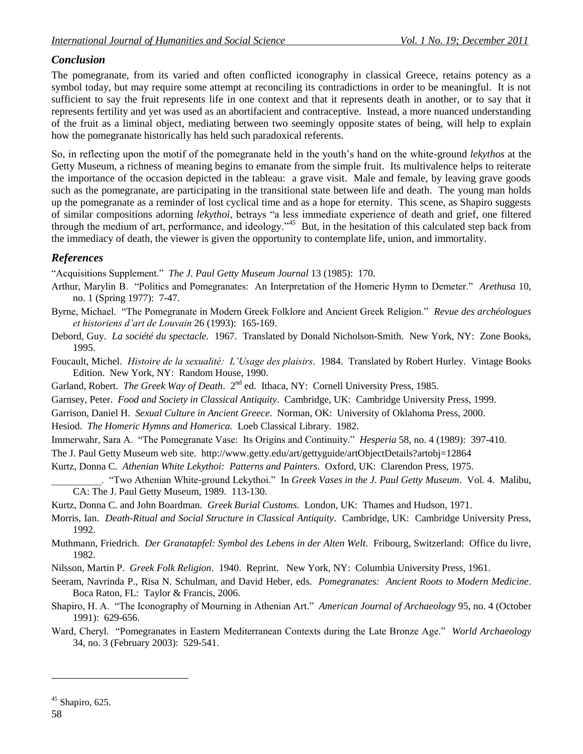## *Conclusion*

The pomegranate, from its varied and often conflicted iconography in classical Greece, retains potency as a symbol today, but may require some attempt at reconciling its contradictions in order to be meaningful. It is not sufficient to say the fruit represents life in one context and that it represents death in another, or to say that it represents fertility and yet was used as an abortifacient and contraceptive. Instead, a more nuanced understanding of the fruit as a liminal object, mediating between two seemingly opposite states of being, will help to explain how the pomegranate historically has held such paradoxical referents.

So, in reflecting upon the motif of the pomegranate held in the youth's hand on the white-ground *lekythos* at the Getty Museum, a richness of meaning begins to emanate from the simple fruit. Its multivalence helps to reiterate the importance of the occasion depicted in the tableau: a grave visit. Male and female, by leaving grave goods such as the pomegranate, are participating in the transitional state between life and death. The young man holds up the pomegranate as a reminder of lost cyclical time and as a hope for eternity. This scene, as Shapiro suggests of similar compositions adorning *lekythoi*, betrays "a less immediate experience of death and grief, one filtered through the medium of art, performance, and ideology."[45] But, in the hesitation of this calculated step back from the immediacy of death, the viewer is given the opportunity to contemplate life, union, and immortality.

## *References*

"Acquisitions Supplement." *The J. Paul Getty Museum Journal* 13 (1985): 170.

Arthur, Marylin B. "Politics and Pomegranates: An Interpretation of the Homeric Hymn to Demeter." *Arethusa* 10, no. 1 (Spring 1977): 7-47.

Byrne, Michael. "The Pomegranate in Modern Greek Folklore and Ancient Greek Religion." *Revue des archéologues et historiens d'art de Louvain* 26 (1993): 165-169.

Debord, Guy. *La société du spectacle.* 1967. Translated by Donald Nicholson-Smith. New York, NY: Zone Books, 1995.

Foucault, Michel. *Histoire de la sexualité: L'Usage des plaisirs*. 1984. Translated by Robert Hurley. Vintage Books Edition. New York, NY: Random House, 1990.

Garland, Robert. *The Greek Way of Death*. 2nd ed. Ithaca, NY: Cornell University Press, 1985.

Garnsey, Peter. *Food and Society in Classical Antiquity*. Cambridge, UK: Cambridge University Press, 1999.

Garrison, Daniel H. *Sexual Culture in Ancient Greece*. Norman, OK: University of Oklahoma Press, 2000.

Hesiod. *The Homeric Hymns and Homerica.* Loeb Classical Library. 1982.

Immerwahr, Sara A. "The Pomegranate Vase: Its Origins and Continuity." *Hesperia* 58, no. 4 (1989): 397-410.

The J. Paul Getty Museum web site. http://www.getty.edu/art/gettyguide/artObjectDetails?artobj=12864

Kurtz, Donna C. *Athenian White Lekythoi: Patterns and Painters*. Oxford, UK: Clarendon Press, 1975.

__________. "Two Athenian White-ground Lekythoi." In *Greek Vases in the J. Paul Getty Museum*. Vol. 4. Malibu, CA: The J. Paul Getty Museum, 1989. 113-130.

Kurtz, Donna C. and John Boardman. *Greek Burial Customs*. London, UK: Thames and Hudson, 1971.

Morris, Ian. *Death-Ritual and Social Structure in Classical Antiquity*. Cambridge, UK: Cambridge University Press, 1992.

Muthmann, Friedrich. *Der Granatapfel: Symbol des Lebens in der Alten Welt*. Fribourg, Switzerland: Office du livre, 1982.

Nilsson, Martin P. *Greek Folk Religion*. 1940. Reprint. New York, NY: Columbia University Press, 1961.

Seeram, Navrinda P., Risa N. Schulman, and David Heber, eds. *Pomegranates: Ancient Roots to Modern Medicine*. Boca Raton, FL: Taylor & Francis, 2006.

Shapiro, H. A. "The Iconography of Mourning in Athenian Art." *American Journal of Archaeology* 95, no. 4 (October 1991): 629-656.

Ward, Cheryl. "Pomegranates in Eastern Mediterranean Contexts during the Late Bronze Age." *World Archaeology* 34, no. 3 (February 2003): 529-541.

---

[45] Shapiro, 625.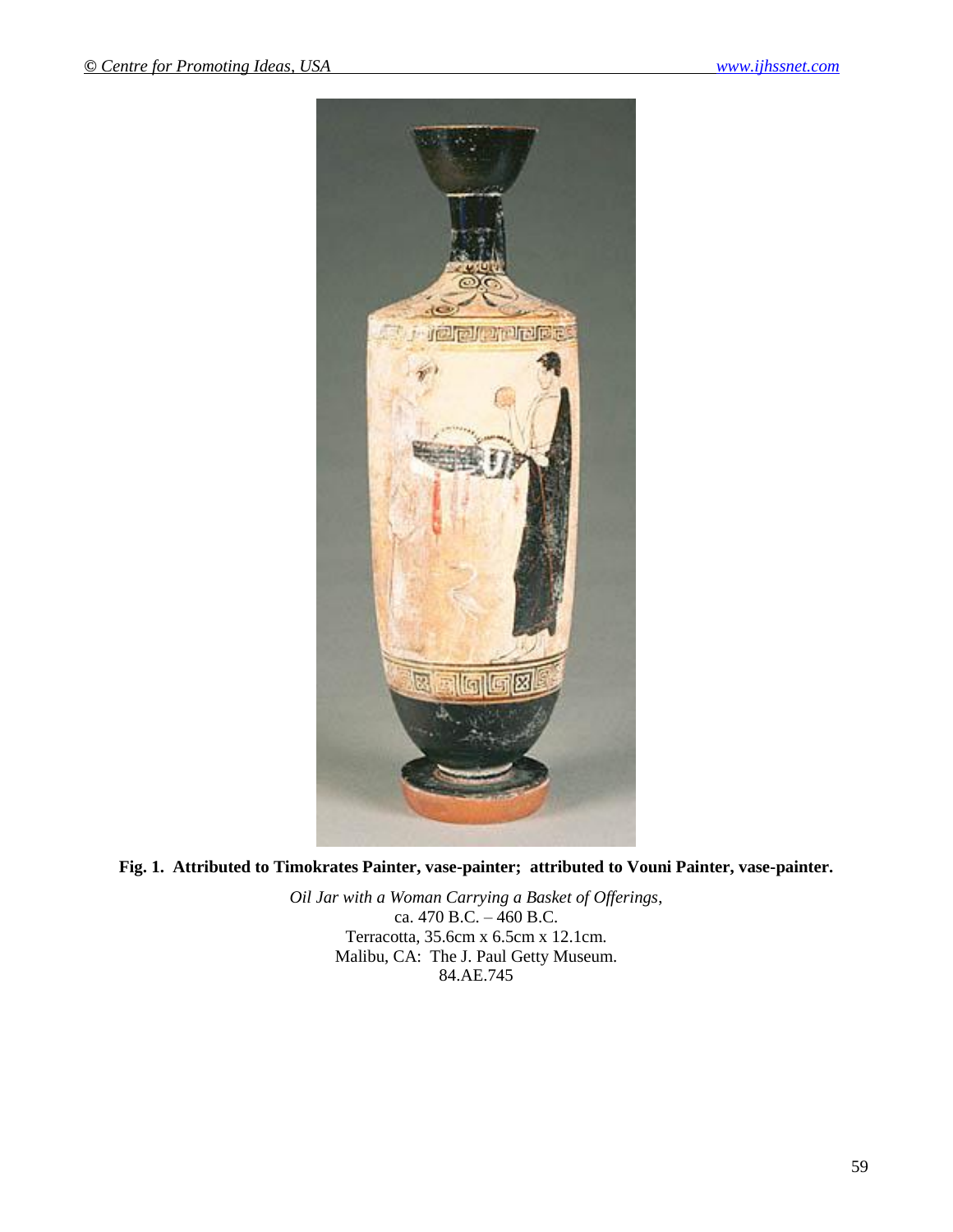**Fig. 1. Attributed to Timokrates Painter, vase-painter; attributed to Vouni Painter, vase-painter.**

*Oil Jar with a Woman Carrying a Basket of Offerings*,
ca. 470 B.C. – 460 B.C.
Terracotta, 35.6cm x 6.5cm x 12.1cm.
Malibu, CA: The J. Paul Getty Museum.
84.AE.745